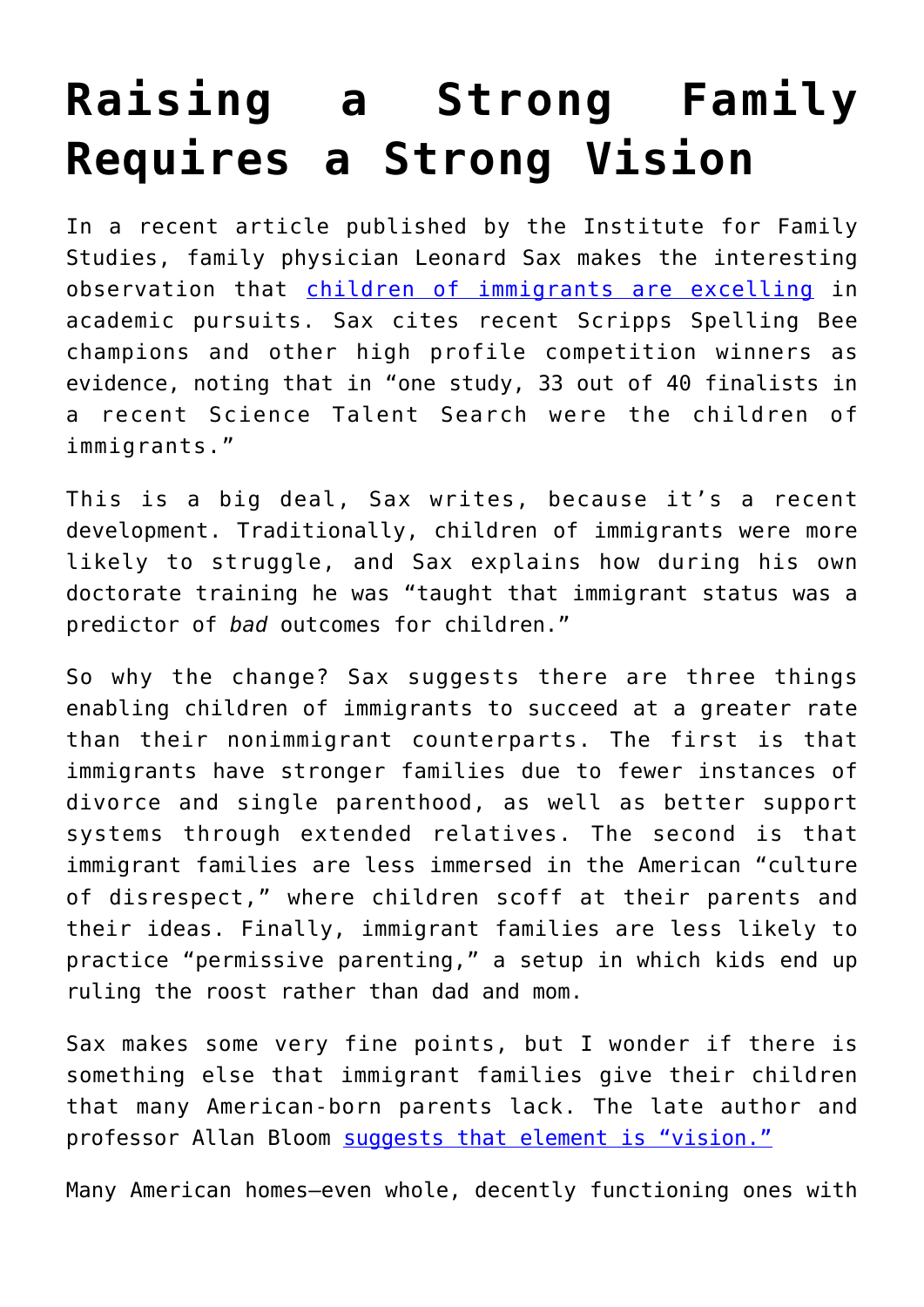# Raising a Strong Family Requires a Strong Vision

In a recent article published by the Institute for Family Studies, family physician Leonard Sax makes the interesting observation that [children of immigrants are excelling](#) in academic pursuits. Sax cites recent Scripps Spelling Bee champions and other high profile competition winners as evidence, noting that in "one study, 33 out of 40 finalists in a recent Science Talent Search were the children of immigrants."

This is a big deal, Sax writes, because it's a recent development. Traditionally, children of immigrants were more likely to struggle, and Sax explains how during his own doctorate training he was "taught that immigrant status was a predictor of *bad* outcomes for children."

So why the change? Sax suggests there are three things enabling children of immigrants to succeed at a greater rate than their nonimmigrant counterparts. The first is that immigrants have stronger families due to fewer instances of divorce and single parenthood, as well as better support systems through extended relatives. The second is that immigrant families are less immersed in the American "culture of disrespect," where children scoff at their parents and their ideas. Finally, immigrant families are less likely to practice "permissive parenting," a setup in which kids end up ruling the roost rather than dad and mom.

Sax makes some very fine points, but I wonder if there is something else that immigrant families give their children that many American-born parents lack. The late author and professor Allan Bloom [suggests that element is "vision."](#)

Many American homes—even whole, decently functioning ones with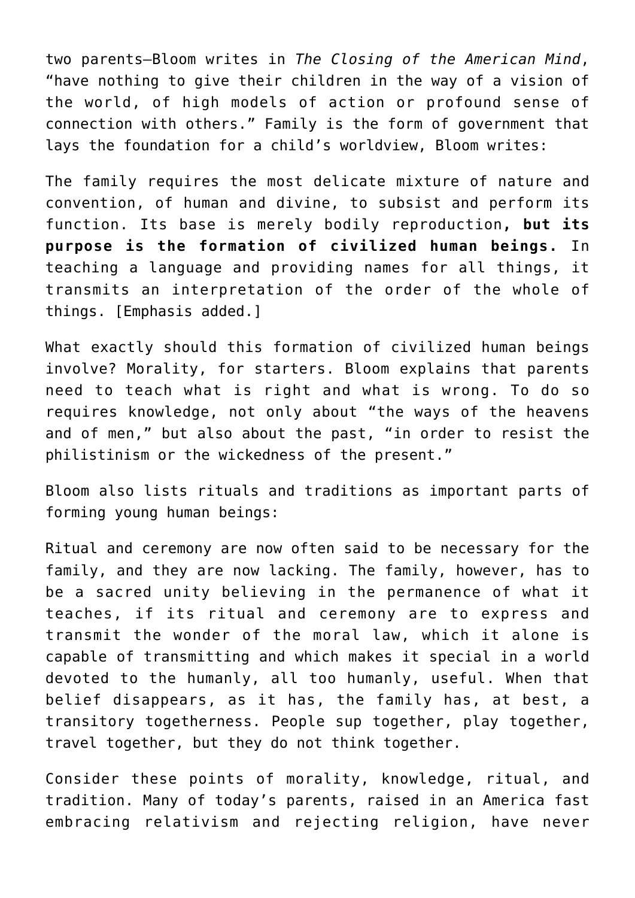two parents—Bloom writes in *The Closing of the American Mind*, "have nothing to give their children in the way of a vision of the world, of high models of action or profound sense of connection with others." Family is the form of government that lays the foundation for a child's worldview, Bloom writes:

> The family requires the most delicate mixture of nature and convention, of human and divine, to subsist and perform its function. Its base is merely bodily reproduction**, but its purpose is the formation of civilized human beings.** In teaching a language and providing names for all things, it transmits an interpretation of the order of the whole of things. [Emphasis added.]

What exactly should this formation of civilized human beings involve? Morality, for starters. Bloom explains that parents need to teach what is right and what is wrong. To do so requires knowledge, not only about "the ways of the heavens and of men," but also about the past, "in order to resist the philistinism or the wickedness of the present."

Bloom also lists rituals and traditions as important parts of forming young human beings:

> Ritual and ceremony are now often said to be necessary for the family, and they are now lacking. The family, however, has to be a sacred unity believing in the permanence of what it teaches, if its ritual and ceremony are to express and transmit the wonder of the moral law, which it alone is capable of transmitting and which makes it special in a world devoted to the humanly, all too humanly, useful. When that belief disappears, as it has, the family has, at best, a transitory togetherness. People sup together, play together, travel together, but they do not think together.

Consider these points of morality, knowledge, ritual, and tradition. Many of today's parents, raised in an America fast embracing relativism and rejecting religion, have never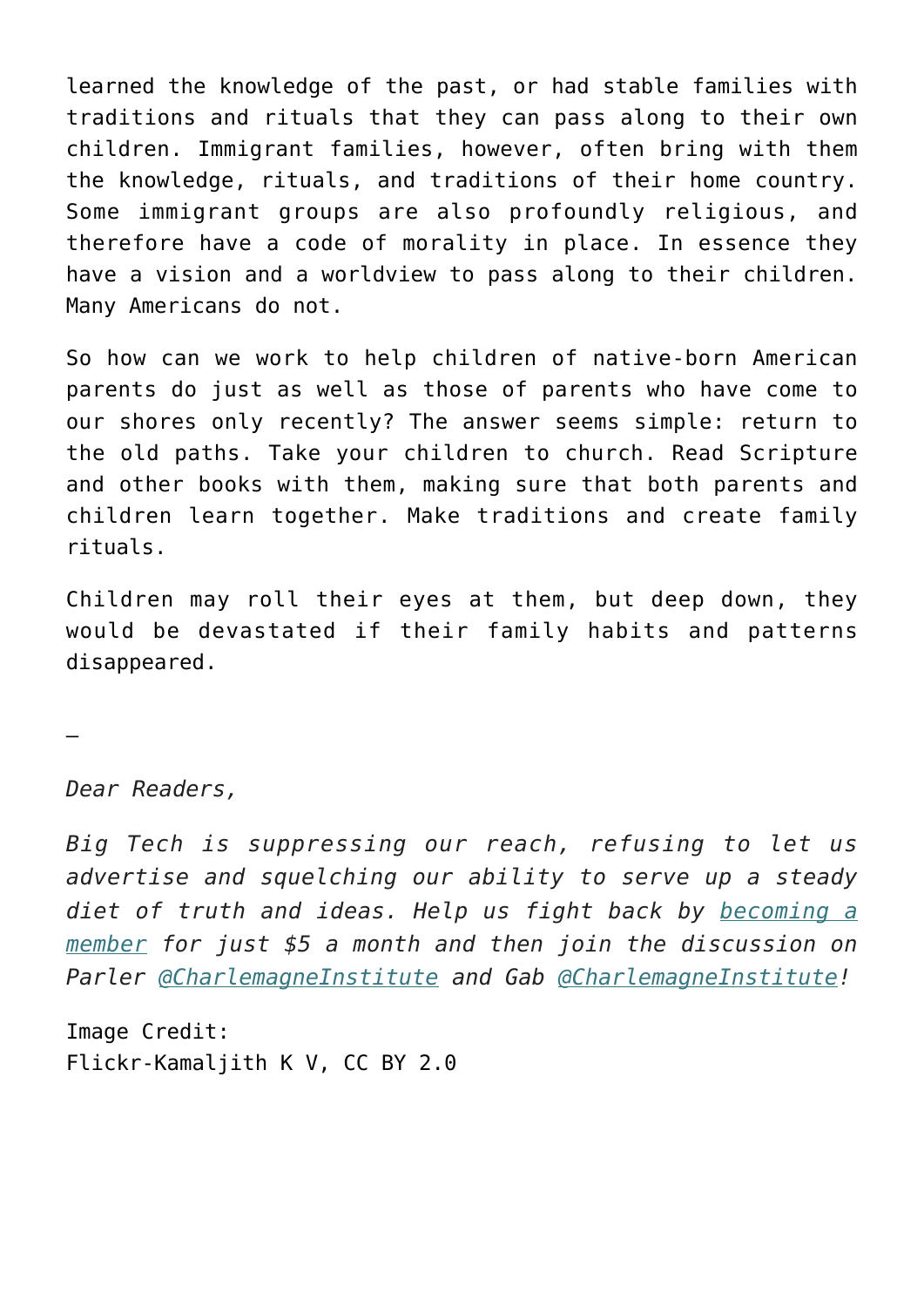learned the knowledge of the past, or had stable families with traditions and rituals that they can pass along to their own children. Immigrant families, however, often bring with them the knowledge, rituals, and traditions of their home country. Some immigrant groups are also profoundly religious, and therefore have a code of morality in place. In essence they have a vision and a worldview to pass along to their children. Many Americans do not.

So how can we work to help children of native-born American parents do just as well as those of parents who have come to our shores only recently? The answer seems simple: return to the old paths. Take your children to church. Read Scripture and other books with them, making sure that both parents and children learn together. Make traditions and create family rituals.

Children may roll their eyes at them, but deep down, they would be devastated if their family habits and patterns disappeared.

—

*Dear Readers,*

*Big Tech is suppressing our reach, refusing to let us advertise and squelching our ability to serve up a steady diet of truth and ideas. Help us fight back by becoming a member for just $5 a month and then join the discussion on Parler @CharlemagneInstitute and Gab @CharlemagneInstitute!*

Image Credit:
Flickr-Kamaljith K V, CC BY 2.0